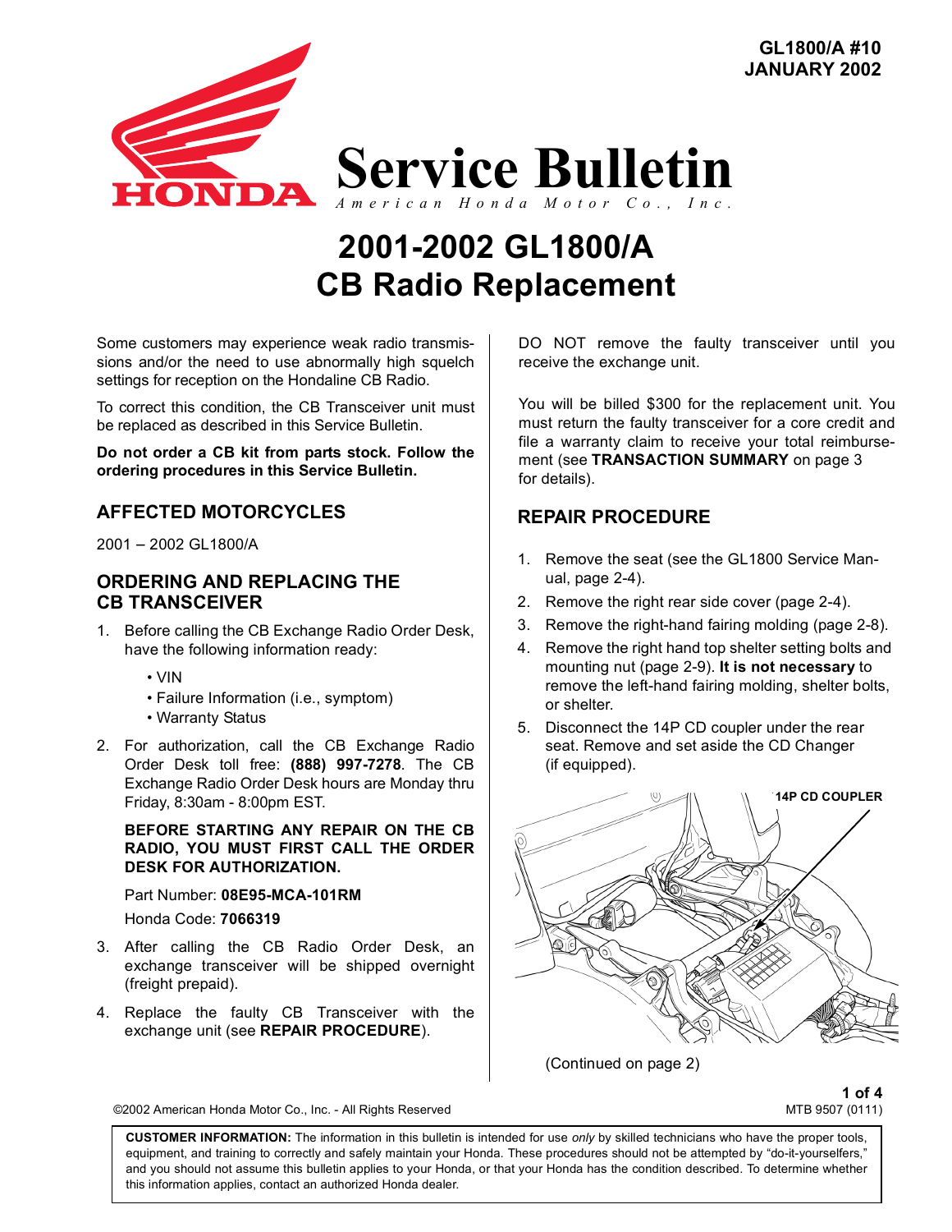GL1800/A #10
JANUARY 2002

# Service Bulletin

*American Honda Motor Co., Inc.*

# 2001-2002 GL1800/A
# CB Radio Replacement

Some customers may experience weak radio transmissions and/or the need to use abnormally high squelch settings for reception on the Hondaline CB Radio.

To correct this condition, the CB Transceiver unit must be replaced as described in this Service Bulletin.

**Do not order a CB kit from parts stock. Follow the ordering procedures in this Service Bulletin.**

## AFFECTED MOTORCYCLES

2001 – 2002 GL1800/A

## ORDERING AND REPLACING THE CB TRANSCEIVER

1. Before calling the CB Exchange Radio Order Desk, have the following information ready:
   - VIN
   - Failure Information (i.e., symptom)
   - Warranty Status
2. For authorization, call the CB Exchange Radio Order Desk toll free: **(888) 997-7278**. The CB Exchange Radio Order Desk hours are Monday thru Friday, 8:30am - 8:00pm EST.

   **BEFORE STARTING ANY REPAIR ON THE CB RADIO, YOU MUST FIRST CALL THE ORDER DESK FOR AUTHORIZATION.**

   Part Number: **08E95-MCA-101RM**

   Honda Code: **7066319**
3. After calling the CB Radio Order Desk, an exchange transceiver will be shipped overnight (freight prepaid).
4. Replace the faulty CB Transceiver with the exchange unit (see **REPAIR PROCEDURE**).

DO NOT remove the faulty transceiver until you receive the exchange unit.

You will be billed $300 for the replacement unit. You must return the faulty transceiver for a core credit and file a warranty claim to receive your total reimbursement (see **TRANSACTION SUMMARY** on page 3 for details).

## REPAIR PROCEDURE

1. Remove the seat (see the GL1800 Service Manual, page 2-4).
2. Remove the right rear side cover (page 2-4).
3. Remove the right-hand fairing molding (page 2-8).
4. Remove the right hand top shelter setting bolts and mounting nut (page 2-9). **It is not necessary** to remove the left-hand fairing molding, shelter bolts, or shelter.
5. Disconnect the 14P CD coupler under the rear seat. Remove and set aside the CD Changer (if equipped).

14P CD COUPLER

(Continued on page 2)

©2002 American Honda Motor Co., Inc. - All Rights Reserved

MTB 9507 (0111)

**CUSTOMER INFORMATION:** The information in this bulletin is intended for use *only* by skilled technicians who have the proper tools, equipment, and training to correctly and safely maintain your Honda. These procedures should not be attempted by "do-it-yourselfers," and you should not assume this bulletin applies to your Honda, or that your Honda has the condition described. To determine whether this information applies, contact an authorized Honda dealer.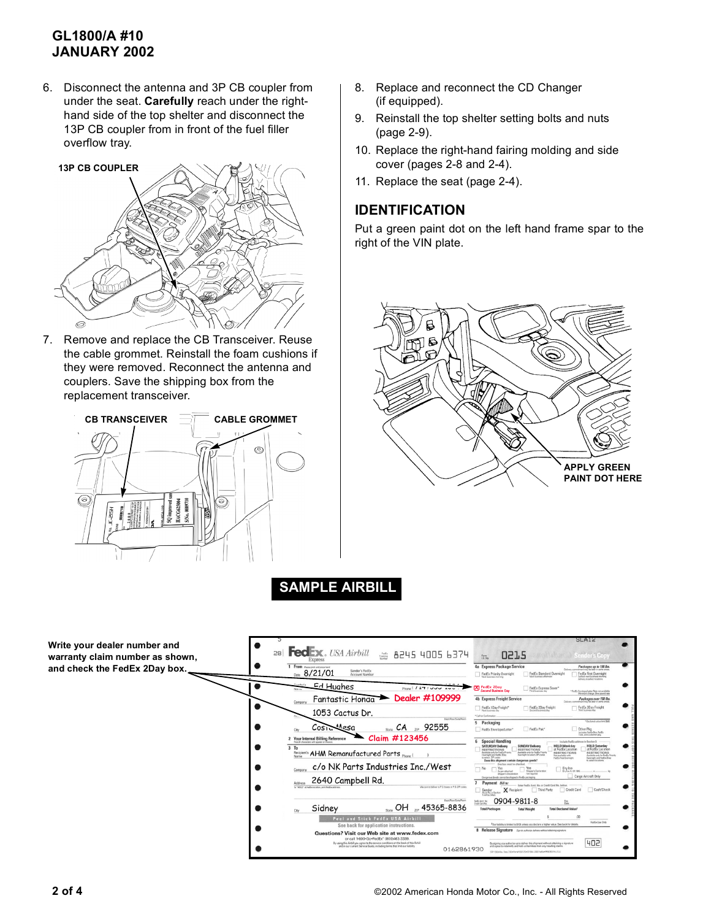6. Disconnect the antenna and 3P CB coupler from under the seat. **Carefully** reach under the right-hand side of the top shelter and disconnect the 13P CB coupler from in front of the fuel filler overflow tray.

13P CB COUPLER

7. Remove and replace the CB Transceiver. Reuse the cable grommet. Reinstall the foam cushions if they were removed. Reconnect the antenna and couplers. Save the shipping box from the replacement transceiver.

CB TRANSCEIVER

CABLE GROMMET

8. Replace and reconnect the CD Changer (if equipped).
9. Reinstall the top shelter setting bolts and nuts (page 2-9).
10. Replace the right-hand fairing molding and side cover (pages 2-8 and 2-4).
11. Replace the seat (page 2-4).

## IDENTIFICATION

Put a green paint dot on the left hand frame spar to the right of the VIN plate.

APPLY GREEN PAINT DOT HERE

## SAMPLE AIRBILL

Write your dealer number and warranty claim number as shown, and check the FedEx 2Day box.

Dealer #109999

Claim #123456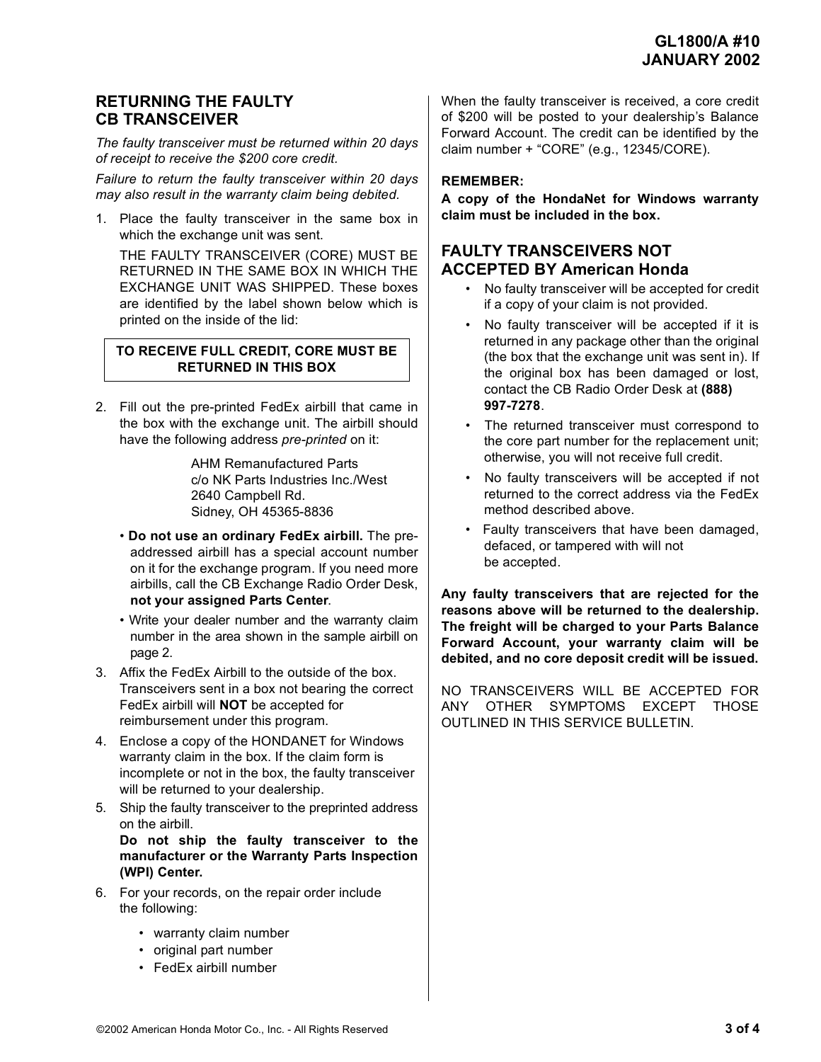## RETURNING THE FAULTY CB TRANSCEIVER

*The faulty transceiver must be returned within 20 days of receipt to receive the $200 core credit.*

*Failure to return the faulty transceiver within 20 days may also result in the warranty claim being debited.*

1. Place the faulty transceiver in the same box in which the exchange unit was sent.

   THE FAULTY TRANSCEIVER (CORE) MUST BE RETURNED IN THE SAME BOX IN WHICH THE EXCHANGE UNIT WAS SHIPPED. These boxes are identified by the label shown below which is printed on the inside of the lid:

   **TO RECEIVE FULL CREDIT, CORE MUST BE RETURNED IN THIS BOX**

2. Fill out the pre-printed FedEx airbill that came in the box with the exchange unit. The airbill should have the following address *pre-printed* on it:

   AHM Remanufactured Parts
   c/o NK Parts Industries Inc./West
   2640 Campbell Rd.
   Sidney, OH 45365-8836

   - **Do not use an ordinary FedEx airbill.** The pre-addressed airbill has a special account number on it for the exchange program. If you need more airbills, call the CB Exchange Radio Order Desk, **not your assigned Parts Center**.
   - Write your dealer number and the warranty claim number in the area shown in the sample airbill on page 2.

3. Affix the FedEx Airbill to the outside of the box. Transceivers sent in a box not bearing the correct FedEx airbill will **NOT** be accepted for reimbursement under this program.
4. Enclose a copy of the HONDANET for Windows warranty claim in the box. If the claim form is incomplete or not in the box, the faulty transceiver will be returned to your dealership.
5. Ship the faulty transceiver to the preprinted address on the airbill.
   **Do not ship the faulty transceiver to the manufacturer or the Warranty Parts Inspection (WPI) Center.**
6. For your records, on the repair order include the following:
   - warranty claim number
   - original part number
   - FedEx airbill number

When the faulty transceiver is received, a core credit of $200 will be posted to your dealership's Balance Forward Account. The credit can be identified by the claim number + "CORE" (e.g., 12345/CORE).

**REMEMBER:**

**A copy of the HondaNet for Windows warranty claim must be included in the box.**

## FAULTY TRANSCEIVERS NOT ACCEPTED BY American Honda

- No faulty transceiver will be accepted for credit if a copy of your claim is not provided.
- No faulty transceiver will be accepted if it is returned in any package other than the original (the box that the exchange unit was sent in). If the original box has been damaged or lost, contact the CB Radio Order Desk at **(888) 997-7278**.
- The returned transceiver must correspond to the core part number for the replacement unit; otherwise, you will not receive full credit.
- No faulty transceivers will be accepted if not returned to the correct address via the FedEx method described above.
- Faulty transceivers that have been damaged, defaced, or tampered with will not be accepted.

**Any faulty transceivers that are rejected for the reasons above will be returned to the dealership. The freight will be charged to your Parts Balance Forward Account, your warranty claim will be debited, and no core deposit credit will be issued.**

NO TRANSCEIVERS WILL BE ACCEPTED FOR ANY OTHER SYMPTOMS EXCEPT THOSE OUTLINED IN THIS SERVICE BULLETIN.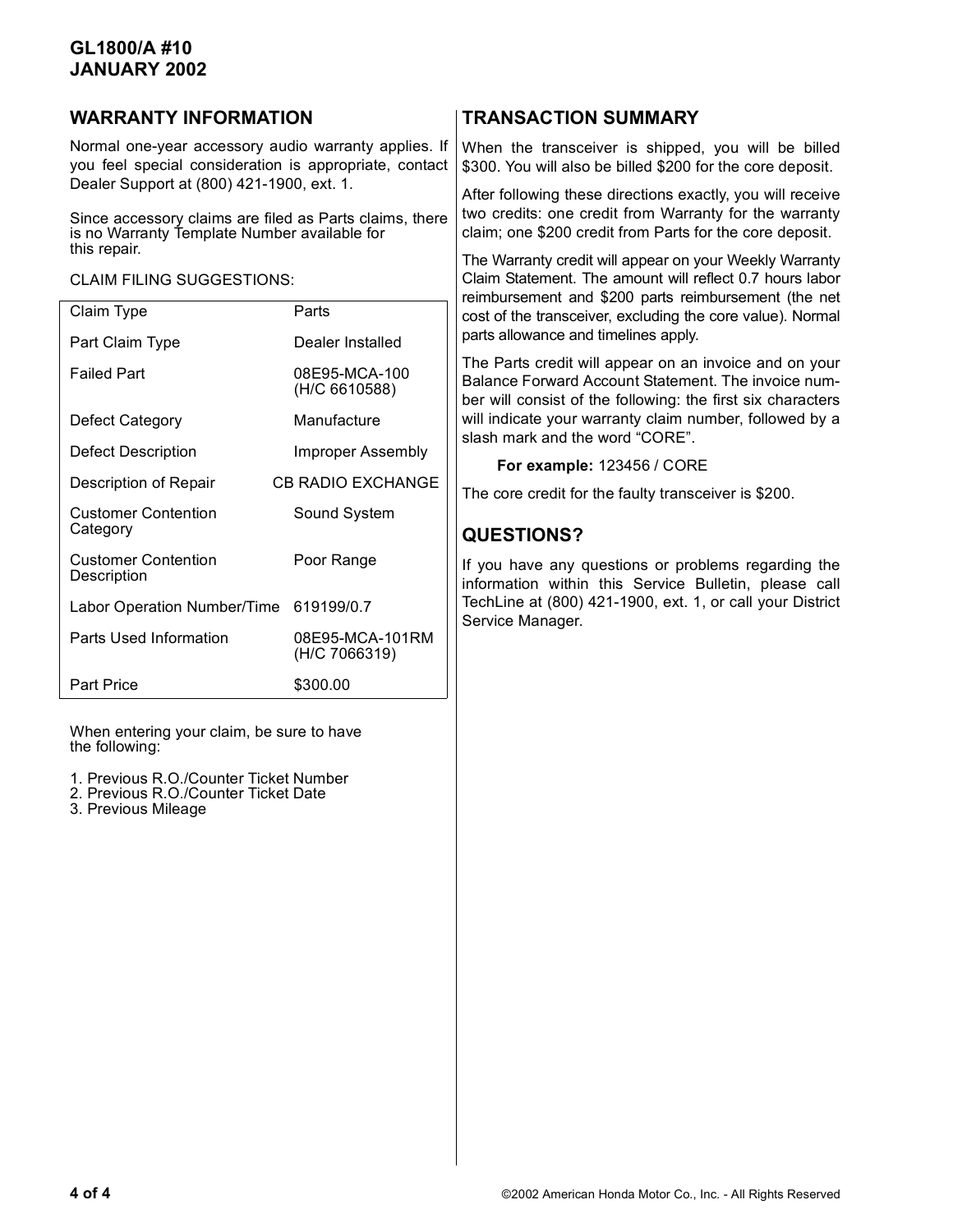## WARRANTY INFORMATION

Normal one-year accessory audio warranty applies. If you feel special consideration is appropriate, contact Dealer Support at (800) 421-1900, ext. 1.

Since accessory claims are filed as Parts claims, there is no Warranty Template Number available for this repair.

CLAIM FILING SUGGESTIONS:

| | |
|---|---|
| Claim Type | Parts |
| Part Claim Type | Dealer Installed |
| Failed Part | 08E95-MCA-100 (H/C 6610588) |
| Defect Category | Manufacture |
| Defect Description | Improper Assembly |
| Description of Repair | CB RADIO EXCHANGE |
| Customer Contention Category | Sound System |
| Customer Contention Description | Poor Range |
| Labor Operation Number/Time | 619199/0.7 |
| Parts Used Information | 08E95-MCA-101RM (H/C 7066319) |
| Part Price | $300.00 |

When entering your claim, be sure to have the following:

1. Previous R.O./Counter Ticket Number
2. Previous R.O./Counter Ticket Date
3. Previous Mileage

## TRANSACTION SUMMARY

When the transceiver is shipped, you will be billed $300. You will also be billed $200 for the core deposit.

After following these directions exactly, you will receive two credits: one credit from Warranty for the warranty claim; one $200 credit from Parts for the core deposit.

The Warranty credit will appear on your Weekly Warranty Claim Statement. The amount will reflect 0.7 hours labor reimbursement and $200 parts reimbursement (the net cost of the transceiver, excluding the core value). Normal parts allowance and timelines apply.

The Parts credit will appear on an invoice and on your Balance Forward Account Statement. The invoice number will consist of the following: the first six characters will indicate your warranty claim number, followed by a slash mark and the word "CORE".

**For example:** 123456 / CORE

The core credit for the faulty transceiver is $200.

## QUESTIONS?

If you have any questions or problems regarding the information within this Service Bulletin, please call TechLine at (800) 421-1900, ext. 1, or call your District Service Manager.